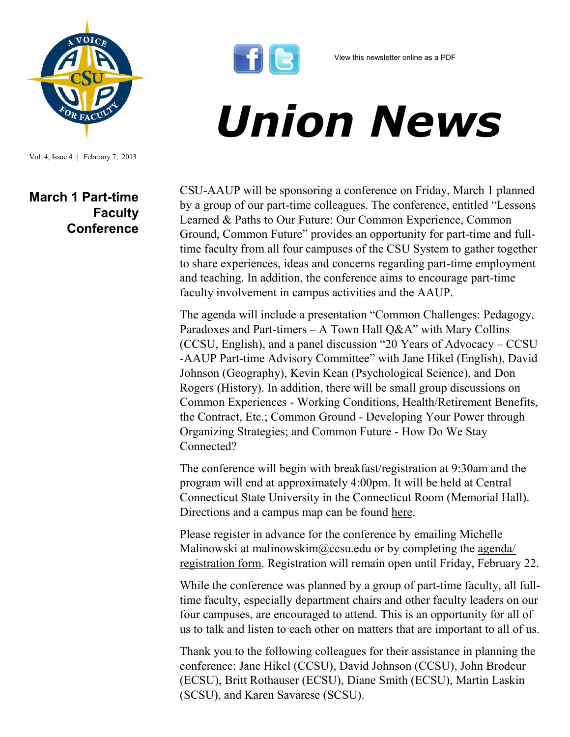View this newsletter online as a PDF

# Union News

Vol. 4, Issue 4 | February 7, 2013

## March 1 Part-time Faculty Conference

CSU-AAUP will be sponsoring a conference on Friday, March 1 planned by a group of our part-time colleagues. The conference, entitled "Lessons Learned & Paths to Our Future: Our Common Experience, Common Ground, Common Future" provides an opportunity for part-time and full-time faculty from all four campuses of the CSU System to gather together to share experiences, ideas and concerns regarding part-time employment and teaching. In addition, the conference aims to encourage part-time faculty involvement in campus activities and the AAUP.

The agenda will include a presentation "Common Challenges: Pedagogy, Paradoxes and Part-timers – A Town Hall Q&A" with Mary Collins (CCSU, English), and a panel discussion "20 Years of Advocacy – CCSU -AAUP Part-time Advisory Committee" with Jane Hikel (English), David Johnson (Geography), Kevin Kean (Psychological Science), and Don Rogers (History). In addition, there will be small group discussions on Common Experiences - Working Conditions, Health/Retirement Benefits, the Contract, Etc.; Common Ground - Developing Your Power through Organizing Strategies; and Common Future - How Do We Stay Connected?

The conference will begin with breakfast/registration at 9:30am and the program will end at approximately 4:00pm. It will be held at Central Connecticut State University in the Connecticut Room (Memorial Hall). Directions and a campus map can be found here.

Please register in advance for the conference by emailing Michelle Malinowski at malinowskim@ccsu.edu or by completing the agenda/registration form. Registration will remain open until Friday, February 22.

While the conference was planned by a group of part-time faculty, all full-time faculty, especially department chairs and other faculty leaders on our four campuses, are encouraged to attend. This is an opportunity for all of us to talk and listen to each other on matters that are important to all of us.

Thank you to the following colleagues for their assistance in planning the conference: Jane Hikel (CCSU), David Johnson (CCSU), John Brodeur (ECSU), Britt Rothauser (ECSU), Diane Smith (ECSU), Martin Laskin (SCSU), and Karen Savarese (SCSU).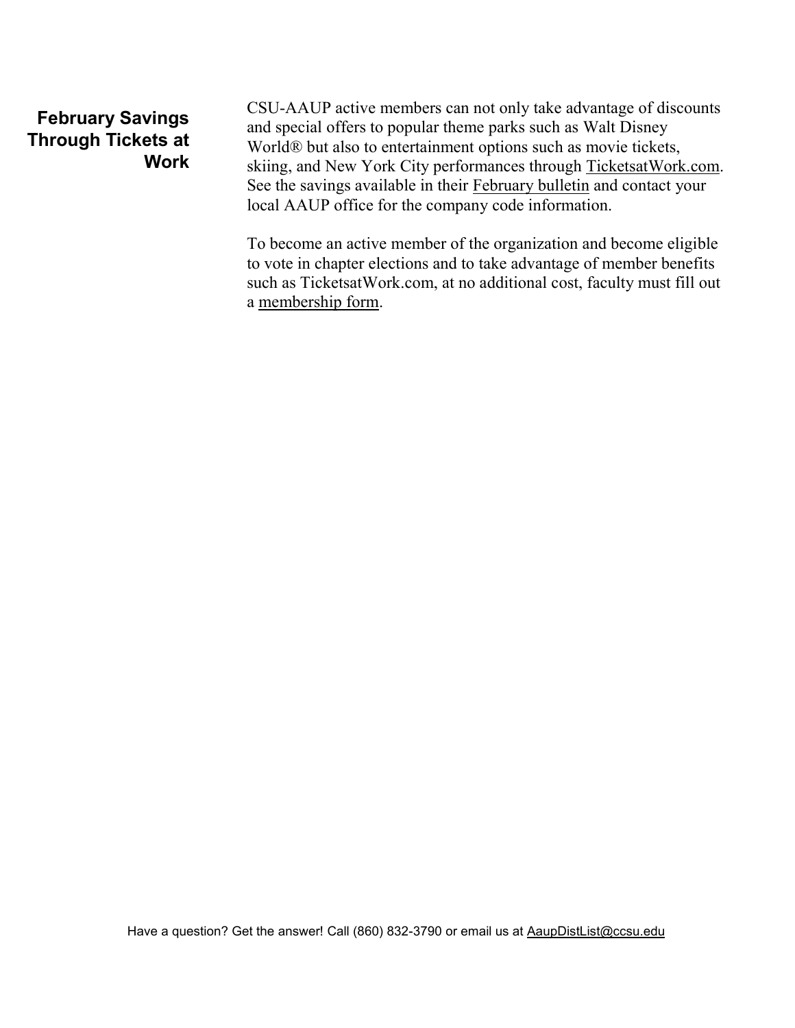## February Savings Through Tickets at Work

CSU-AAUP active members can not only take advantage of discounts and special offers to popular theme parks such as Walt Disney World® but also to entertainment options such as movie tickets, skiing, and New York City performances through TicketsatWork.com. See the savings available in their February bulletin and contact your local AAUP office for the company code information.

To become an active member of the organization and become eligible to vote in chapter elections and to take advantage of member benefits such as TicketsatWork.com, at no additional cost, faculty must fill out a membership form.

Have a question? Get the answer! Call (860) 832-3790 or email us at AaupDistList@ccsu.edu